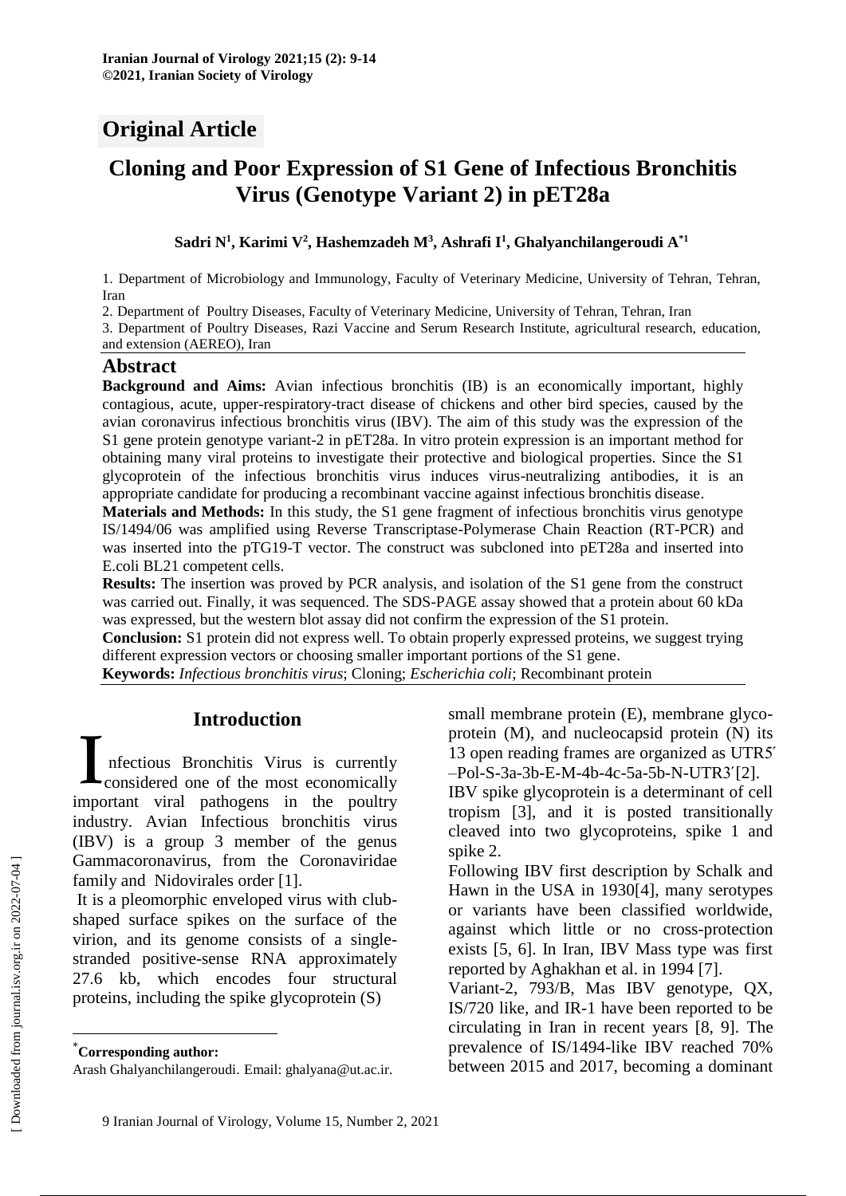## Original Article

# Cloning and Poor Expression of S1 Gene of Infectious Bronchitis Virus (Genotype Variant 2) in pET28a

**Sadri N[1], Karimi V[2], Hashemzadeh M[3], Ashrafi I[1], Ghalyanchilangeroudi A[*1]**

1. Department of Microbiology and Immunology, Faculty of Veterinary Medicine, University of Tehran, Tehran, Iran
2. Department of Poultry Diseases, Faculty of Veterinary Medicine, University of Tehran, Tehran, Iran
3. Department of Poultry Diseases, Razi Vaccine and Serum Research Institute, agricultural research, education, and extension (AEREO), Iran

## Abstract

**Background and Aims:** Avian infectious bronchitis (IB) is an economically important, highly contagious, acute, upper-respiratory-tract disease of chickens and other bird species, caused by the avian coronavirus infectious bronchitis virus (IBV). The aim of this study was the expression of the S1 gene protein genotype variant-2 in pET28a. In vitro protein expression is an important method for obtaining many viral proteins to investigate their protective and biological properties. Since the S1 glycoprotein of the infectious bronchitis virus induces virus-neutralizing antibodies, it is an appropriate candidate for producing a recombinant vaccine against infectious bronchitis disease.

**Materials and Methods:** In this study, the S1 gene fragment of infectious bronchitis virus genotype IS/1494/06 was amplified using Reverse Transcriptase-Polymerase Chain Reaction (RT-PCR) and was inserted into the pTG19-T vector. The construct was subcloned into pET28a and inserted into E.coli BL21 competent cells.

**Results:** The insertion was proved by PCR analysis, and isolation of the S1 gene from the construct was carried out. Finally, it was sequenced. The SDS-PAGE assay showed that a protein about 60 kDa was expressed, but the western blot assay did not confirm the expression of the S1 protein.

**Conclusion:** S1 protein did not express well. To obtain properly expressed proteins, we suggest trying different expression vectors or choosing smaller important portions of the S1 gene.

**Keywords:** *Infectious bronchitis virus*; Cloning; *Escherichia coli*; Recombinant protein

## Introduction

Infectious Bronchitis Virus is currently considered one of the most economically important viral pathogens in the poultry industry. Avian Infectious bronchitis virus (IBV) is a group 3 member of the genus Gammacoronavirus, from the Coronaviridae family and Nidovirales order [1].

It is a pleomorphic enveloped virus with club-shaped surface spikes on the surface of the virion, and its genome consists of a single-stranded positive-sense RNA approximately 27.6 kb, which encodes four structural proteins, including the spike glycoprotein (S) small membrane protein (E), membrane glycoprotein (M), and nucleocapsid protein (N) its 13 open reading frames are organized as UTR5′ –Pol-S-3a-3b-E-M-4b-4c-5a-5b-N-UTR3′[2].

IBV spike glycoprotein is a determinant of cell tropism [3], and it is posted transitionally cleaved into two glycoproteins, spike 1 and spike 2.

Following IBV first description by Schalk and Hawn in the USA in 1930[4], many serotypes or variants have been classified worldwide, against which little or no cross-protection exists [5, 6]. In Iran, IBV Mass type was first reported by Aghakhan et al. in 1994 [7].

Variant-2, 793/B, Mas IBV genotype, QX, IS/720 like, and IR-1 have been reported to be circulating in Iran in recent years [8, 9]. The prevalence of IS/1494-like IBV reached 70% between 2015 and 2017, becoming a dominant

*Corresponding author:
Arash Ghalyanchilangeroudi. Email: ghalyana@ut.ac.ir.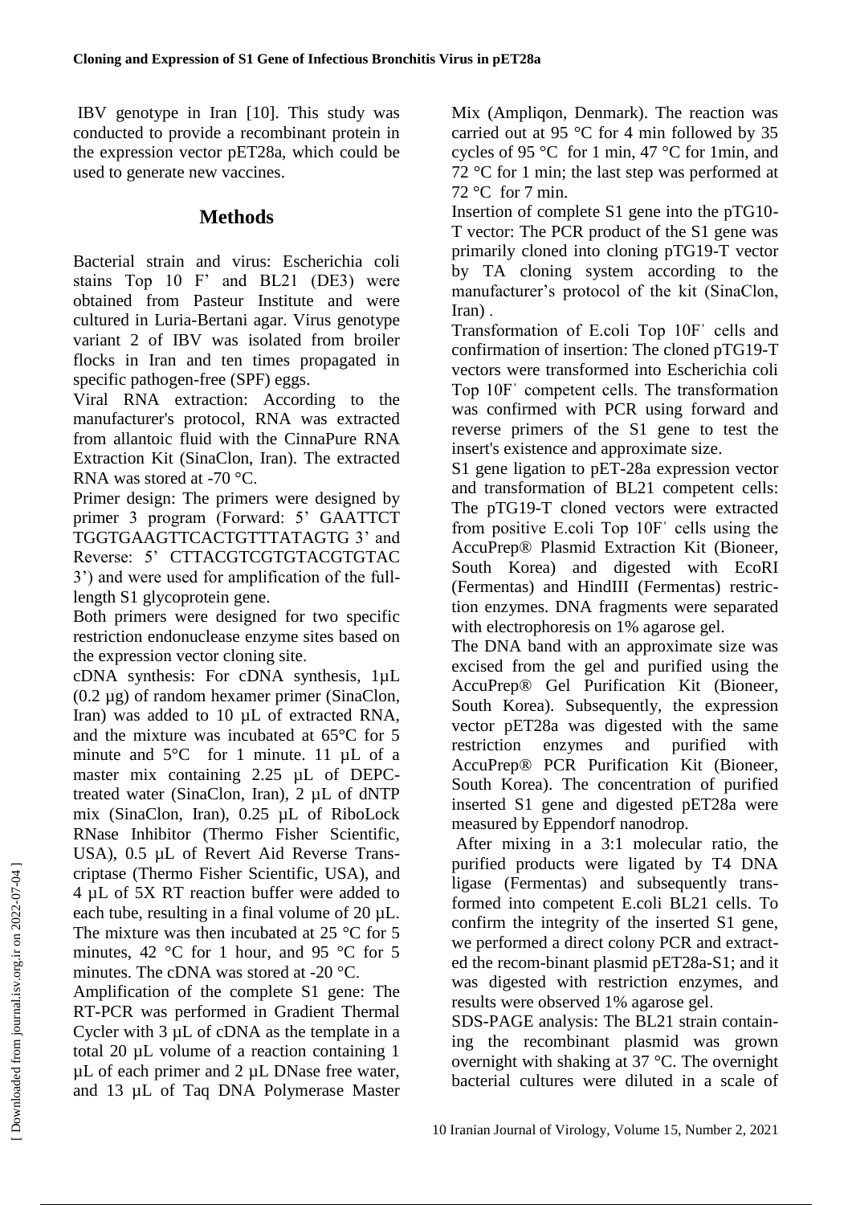IBV genotype in Iran [10]. This study was conducted to provide a recombinant protein in the expression vector pET28a, which could be used to generate new vaccines.

## Methods

Bacterial strain and virus: Escherichia coli stains Top 10 F' and BL21 (DE3) were obtained from Pasteur Institute and were cultured in Luria-Bertani agar. Virus genotype variant 2 of IBV was isolated from broiler flocks in Iran and ten times propagated in specific pathogen-free (SPF) eggs.

Viral RNA extraction: According to the manufacturer's protocol, RNA was extracted from allantoic fluid with the CinnaPure RNA Extraction Kit (SinaClon, Iran). The extracted RNA was stored at -70 °C.

Primer design: The primers were designed by primer 3 program (Forward: 5' GAATTCT TGGTGAAGTTCACTGTTTATAGTG 3' and Reverse: 5' CTTACGTCGTGTACGTGTAC 3') and were used for amplification of the full-length S1 glycoprotein gene.

Both primers were designed for two specific restriction endonuclease enzyme sites based on the expression vector cloning site.

cDNA synthesis: For cDNA synthesis, 1µL (0.2 µg) of random hexamer primer (SinaClon, Iran) was added to 10 µL of extracted RNA, and the mixture was incubated at 65°C for 5 minute and 5°C for 1 minute. 11 µL of a master mix containing 2.25 µL of DEPC-treated water (SinaClon, Iran), 2 µL of dNTP mix (SinaClon, Iran), 0.25 µL of RiboLock RNase Inhibitor (Thermo Fisher Scientific, USA), 0.5 µL of Revert Aid Reverse Transcriptase (Thermo Fisher Scientific, USA), and 4 µL of 5X RT reaction buffer were added to each tube, resulting in a final volume of 20 µL. The mixture was then incubated at 25 °C for 5 minutes, 42 °C for 1 hour, and 95 °C for 5 minutes. The cDNA was stored at -20 °C.

Amplification of the complete S1 gene: The RT-PCR was performed in Gradient Thermal Cycler with 3 µL of cDNA as the template in a total 20 µL volume of a reaction containing 1 µL of each primer and 2 µL DNase free water, and 13 µL of Taq DNA Polymerase Master Mix (Ampliqon, Denmark). The reaction was carried out at 95 °C for 4 min followed by 35 cycles of 95 °C for 1 min, 47 °C for 1min, and 72 °C for 1 min; the last step was performed at 72 °C for 7 min.

Insertion of complete S1 gene into the pTG10-T vector: The PCR product of the S1 gene was primarily cloned into cloning pTG19-T vector by TA cloning system according to the manufacturer's protocol of the kit (SinaClon, Iran) .

Transformation of E.coli Top 10F' cells and confirmation of insertion: The cloned pTG19-T vectors were transformed into Escherichia coli Top 10F' competent cells. The transformation was confirmed with PCR using forward and reverse primers of the S1 gene to test the insert's existence and approximate size.

S1 gene ligation to pET-28a expression vector and transformation of BL21 competent cells: The pTG19-T cloned vectors were extracted from positive E.coli Top 10F' cells using the AccuPrep® Plasmid Extraction Kit (Bioneer, South Korea) and digested with EcoRI (Fermentas) and HindIII (Fermentas) restriction enzymes. DNA fragments were separated with electrophoresis on 1% agarose gel.

The DNA band with an approximate size was excised from the gel and purified using the AccuPrep® Gel Purification Kit (Bioneer, South Korea). Subsequently, the expression vector pET28a was digested with the same restriction enzymes and purified with AccuPrep® PCR Purification Kit (Bioneer, South Korea). The concentration of purified inserted S1 gene and digested pET28a were measured by Eppendorf nanodrop.

After mixing in a 3:1 molecular ratio, the purified products were ligated by T4 DNA ligase (Fermentas) and subsequently transformed into competent E.coli BL21 cells. To confirm the integrity of the inserted S1 gene, we performed a direct colony PCR and extracted the recom-binant plasmid pET28a-S1; and it was digested with restriction enzymes, and results were observed 1% agarose gel.

SDS-PAGE analysis: The BL21 strain containing the recombinant plasmid was grown overnight with shaking at 37 °C. The overnight bacterial cultures were diluted in a scale of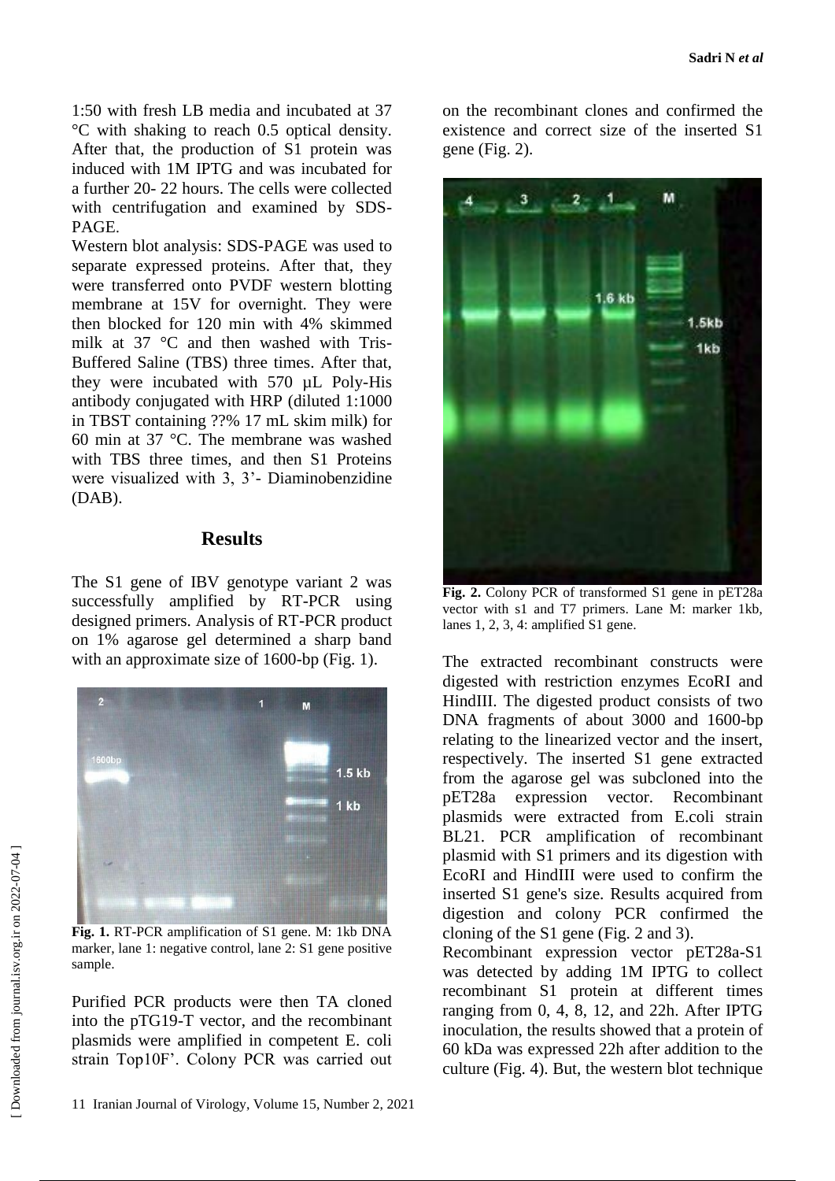1:50 with fresh LB media and incubated at 37 °C with shaking to reach 0.5 optical density. After that, the production of S1 protein was induced with 1M IPTG and was incubated for a further 20- 22 hours. The cells were collected with centrifugation and examined by SDS-PAGE.

Western blot analysis: SDS-PAGE was used to separate expressed proteins. After that, they were transferred onto PVDF western blotting membrane at 15V for overnight. They were then blocked for 120 min with 4% skimmed milk at 37 °C and then washed with Tris-Buffered Saline (TBS) three times. After that, they were incubated with 570 µL Poly-His antibody conjugated with HRP (diluted 1:1000 in TBST containing ??% 17 mL skim milk) for 60 min at 37 °C. The membrane was washed with TBS three times, and then S1 Proteins were visualized with 3, 3'- Diaminobenzidine (DAB).

## Results

The S1 gene of IBV genotype variant 2 was successfully amplified by RT-PCR using designed primers. Analysis of RT-PCR product on 1% agarose gel determined a sharp band with an approximate size of 1600-bp (Fig. 1).

**Fig. 1.** RT-PCR amplification of S1 gene. M: 1kb DNA marker, lane 1: negative control, lane 2: S1 gene positive sample.

Purified PCR products were then TA cloned into the pTG19-T vector, and the recombinant plasmids were amplified in competent E. coli strain Top10F'. Colony PCR was carried out on the recombinant clones and confirmed the existence and correct size of the inserted S1 gene (Fig. 2).

**Fig. 2.** Colony PCR of transformed S1 gene in pET28a vector with s1 and T7 primers. Lane M: marker 1kb, lanes 1, 2, 3, 4: amplified S1 gene.

The extracted recombinant constructs were digested with restriction enzymes EcoRI and HindIII. The digested product consists of two DNA fragments of about 3000 and 1600-bp relating to the linearized vector and the insert, respectively. The inserted S1 gene extracted from the agarose gel was subcloned into the pET28a expression vector. Recombinant plasmids were extracted from E.coli strain BL21. PCR amplification of recombinant plasmid with S1 primers and its digestion with EcoRI and HindIII were used to confirm the inserted S1 gene's size. Results acquired from digestion and colony PCR confirmed the cloning of the S1 gene (Fig. 2 and 3).

Recombinant expression vector pET28a-S1 was detected by adding 1M IPTG to collect recombinant S1 protein at different times ranging from 0, 4, 8, 12, and 22h. After IPTG inoculation, the results showed that a protein of 60 kDa was expressed 22h after addition to the culture (Fig. 4). But, the western blot technique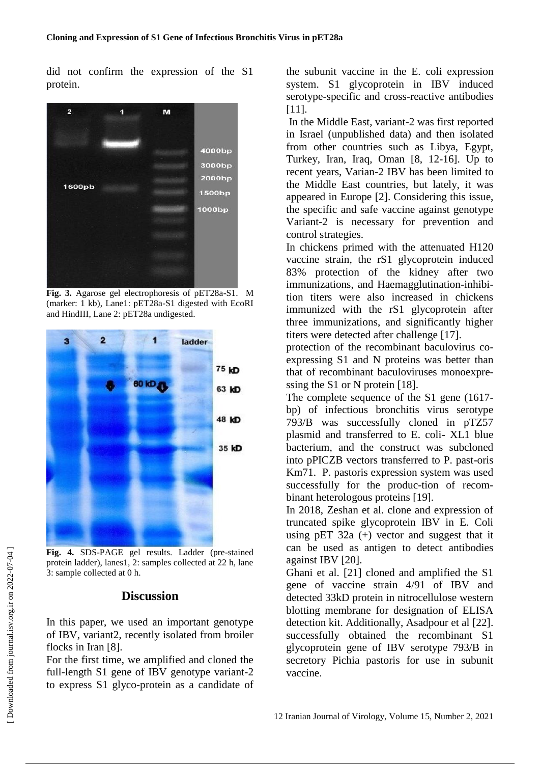did not confirm the expression of the S1 protein.

**Fig. 3.** Agarose gel electrophoresis of pET28a-S1. M (marker: 1 kb), Lane1: pET28a-S1 digested with EcoRI and HindIII, Lane 2: pET28a undigested.

**Fig. 4.** SDS-PAGE gel results. Ladder (pre-stained protein ladder), lanes1, 2: samples collected at 22 h, lane 3: sample collected at 0 h.

## Discussion

In this paper, we used an important genotype of IBV, variant2, recently isolated from broiler flocks in Iran [8].

For the first time, we amplified and cloned the full-length S1 gene of IBV genotype variant-2 to express S1 glyco-protein as a candidate of the subunit vaccine in the E. coli expression system. S1 glycoprotein in IBV induced serotype-specific and cross-reactive antibodies [11].

In the Middle East, variant-2 was first reported in Israel (unpublished data) and then isolated from other countries such as Libya, Egypt, Turkey, Iran, Iraq, Oman [8, 12-16]. Up to recent years, Varian-2 IBV has been limited to the Middle East countries, but lately, it was appeared in Europe [2]. Considering this issue, the specific and safe vaccine against genotype Variant-2 is necessary for prevention and control strategies.

In chickens primed with the attenuated H120 vaccine strain, the rS1 glycoprotein induced 83% protection of the kidney after two immunizations, and Haemagglutination-inhibi-tion titers were also increased in chickens immunized with the rS1 glycoprotein after three immunizations, and significantly higher titers were detected after challenge [17].

protection of the recombinant baculovirus co-expressing S1 and N proteins was better than that of recombinant baculoviruses monoexpre-ssing the S1 or N protein [18].

The complete sequence of the S1 gene (1617-bp) of infectious bronchitis virus serotype 793/B was successfully cloned in pTZ57 plasmid and transferred to E. coli- XL1 blue bacterium, and the construct was subcloned into pPICZB vectors transferred to P. past-oris Km71. P. pastoris expression system was used successfully for the produc-tion of recom-binant heterologous proteins [19].

In 2018, Zeshan et al. clone and expression of truncated spike glycoprotein IBV in E. Coli using pET 32a (+) vector and suggest that it can be used as antigen to detect antibodies against IBV [20].

Ghani et al. [21] cloned and amplified the S1 gene of vaccine strain 4/91 of IBV and detected 33kD protein in nitrocellulose western blotting membrane for designation of ELISA detection kit. Additionally, Asadpour et al [22]. successfully obtained the recombinant S1 glycoprotein gene of IBV serotype 793/B in secretory Pichia pastoris for use in subunit vaccine.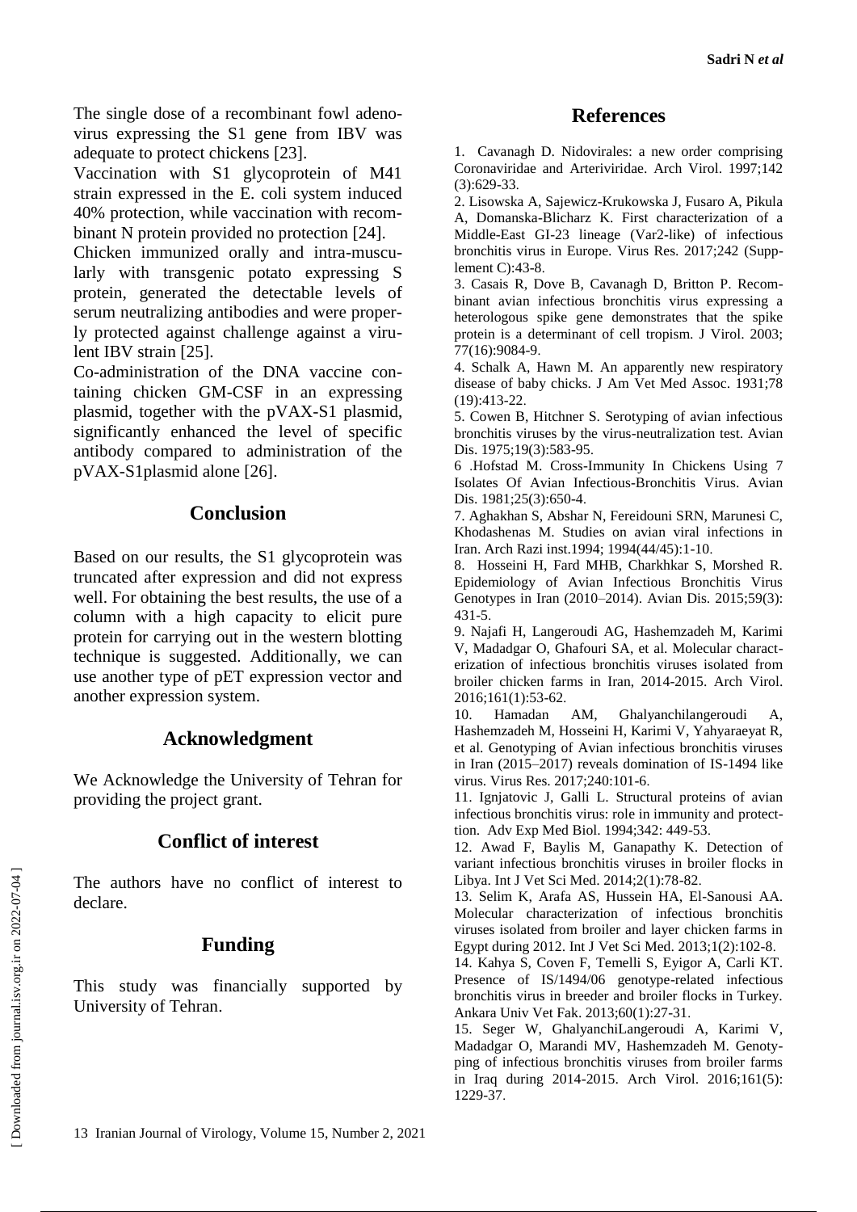The single dose of a recombinant fowl adenovirus expressing the S1 gene from IBV was adequate to protect chickens [23].

Vaccination with S1 glycoprotein of M41 strain expressed in the E. coli system induced 40% protection, while vaccination with recombinant N protein provided no protection [24].

Chicken immunized orally and intra-muscularly with transgenic potato expressing S protein, generated the detectable levels of serum neutralizing antibodies and were properly protected against challenge against a virulent IBV strain [25].

Co-administration of the DNA vaccine containing chicken GM-CSF in an expressing plasmid, together with the pVAX-S1 plasmid, significantly enhanced the level of specific antibody compared to administration of the pVAX-S1plasmid alone [26].

## Conclusion

Based on our results, the S1 glycoprotein was truncated after expression and did not express well. For obtaining the best results, the use of a column with a high capacity to elicit pure protein for carrying out in the western blotting technique is suggested. Additionally, we can use another type of pET expression vector and another expression system.

## Acknowledgment

We Acknowledge the University of Tehran for providing the project grant.

## Conflict of interest

The authors have no conflict of interest to declare.

## Funding

This study was financially supported by University of Tehran.

## References

1. Cavanagh D. Nidovirales: a new order comprising Coronaviridae and Arteriviridae. Arch Virol. 1997;142 (3):629-33.
2. Lisowska A, Sajewicz-Krukowska J, Fusaro A, Pikula A, Domanska-Blicharz K. First characterization of a Middle-East GI-23 lineage (Var2-like) of infectious bronchitis virus in Europe. Virus Res. 2017;242 (Supplement C):43-8.
3. Casais R, Dove B, Cavanagh D, Britton P. Recombinant avian infectious bronchitis virus expressing a heterologous spike gene demonstrates that the spike protein is a determinant of cell tropism. J Virol. 2003; 77(16):9084-9.
4. Schalk A, Hawn M. An apparently new respiratory disease of baby chicks. J Am Vet Med Assoc. 1931;78 (19):413-22.
5. Cowen B, Hitchner S. Serotyping of avian infectious bronchitis viruses by the virus-neutralization test. Avian Dis. 1975;19(3):583-95.
6. Hofstad M. Cross-Immunity In Chickens Using 7 Isolates Of Avian Infectious-Bronchitis Virus. Avian Dis. 1981;25(3):650-4.
7. Aghakhan S, Abshar N, Fereidouni SRN, Marunesi C, Khodashenas M. Studies on avian viral infections in Iran. Arch Razi inst.1994; 1994(44/45):1-10.
8. Hosseini H, Fard MHB, Charkhkar S, Morshed R. Epidemiology of Avian Infectious Bronchitis Virus Genotypes in Iran (2010–2014). Avian Dis. 2015;59(3): 431-5.
9. Najafi H, Langeroudi AG, Hashemzadeh M, Karimi V, Madadgar O, Ghafouri SA, et al. Molecular characterization of infectious bronchitis viruses isolated from broiler chicken farms in Iran, 2014-2015. Arch Virol. 2016;161(1):53-62.
10. Hamadan AM, Ghalyanchilangeroudi A, Hashemzadeh M, Hosseini H, Karimi V, Yahyaraeyat R, et al. Genotyping of Avian infectious bronchitis viruses in Iran (2015–2017) reveals domination of IS-1494 like virus. Virus Res. 2017;240:101-6.
11. Ignjatovic J, Galli L. Structural proteins of avian infectious bronchitis virus: role in immunity and protection. Adv Exp Med Biol. 1994;342: 449-53.
12. Awad F, Baylis M, Ganapathy K. Detection of variant infectious bronchitis viruses in broiler flocks in Libya. Int J Vet Sci Med. 2014;2(1):78-82.
13. Selim K, Arafa AS, Hussein HA, El-Sanousi AA. Molecular characterization of infectious bronchitis viruses isolated from broiler and layer chicken farms in Egypt during 2012. Int J Vet Sci Med. 2013;1(2):102-8.
14. Kahya S, Coven F, Temelli S, Eyigor A, Carli KT. Presence of IS/1494/06 genotype-related infectious bronchitis virus in breeder and broiler flocks in Turkey. Ankara Univ Vet Fak. 2013;60(1):27-31.
15. Seger W, GhalyanchiLangeroudi A, Karimi V, Madadgar O, Marandi MV, Hashemzadeh M. Genotyping of infectious bronchitis viruses from broiler farms in Iraq during 2014-2015. Arch Virol. 2016;161(5): 1229-37.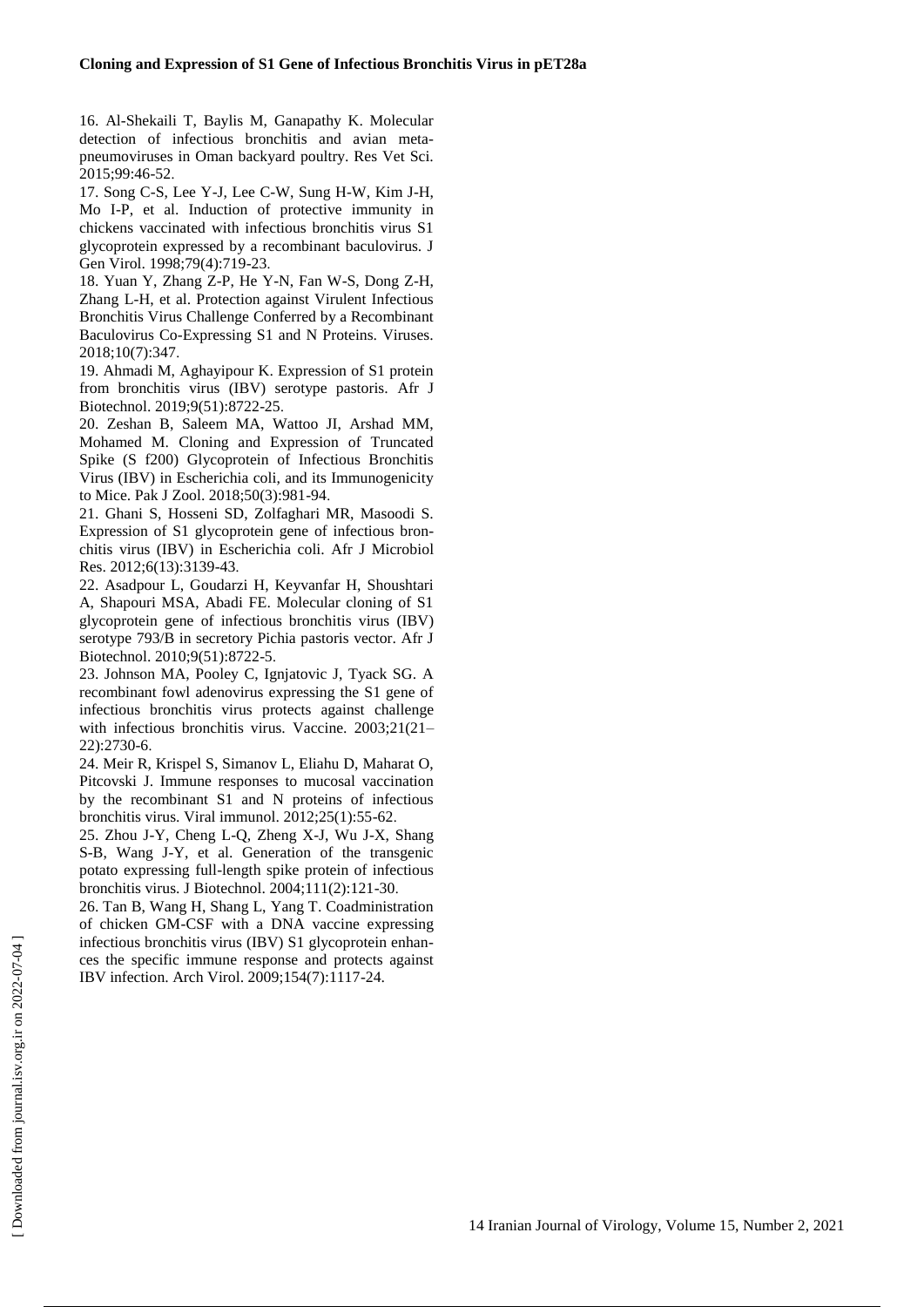16. Al-Shekaili T, Baylis M, Ganapathy K. Molecular detection of infectious bronchitis and avian metapneumoviruses in Oman backyard poultry. Res Vet Sci. 2015;99:46-52.

17. Song C-S, Lee Y-J, Lee C-W, Sung H-W, Kim J-H, Mo I-P, et al. Induction of protective immunity in chickens vaccinated with infectious bronchitis virus S1 glycoprotein expressed by a recombinant baculovirus. J Gen Virol. 1998;79(4):719-23.

18. Yuan Y, Zhang Z-P, He Y-N, Fan W-S, Dong Z-H, Zhang L-H, et al. Protection against Virulent Infectious Bronchitis Virus Challenge Conferred by a Recombinant Baculovirus Co-Expressing S1 and N Proteins. Viruses. 2018;10(7):347.

19. Ahmadi M, Aghayipour K. Expression of S1 protein from bronchitis virus (IBV) serotype pastoris. Afr J Biotechnol. 2019;9(51):8722-25.

20. Zeshan B, Saleem MA, Wattoo JI, Arshad MM, Mohamed M. Cloning and Expression of Truncated Spike (S f200) Glycoprotein of Infectious Bronchitis Virus (IBV) in Escherichia coli, and its Immunogenicity to Mice. Pak J Zool. 2018;50(3):981-94.

21. Ghani S, Hosseni SD, Zolfaghari MR, Masoodi S. Expression of S1 glycoprotein gene of infectious bronchitis virus (IBV) in Escherichia coli. Afr J Microbiol Res. 2012;6(13):3139-43.

22. Asadpour L, Goudarzi H, Keyvanfar H, Shoushtari A, Shapouri MSA, Abadi FE. Molecular cloning of S1 glycoprotein gene of infectious bronchitis virus (IBV) serotype 793/B in secretory Pichia pastoris vector. Afr J Biotechnol. 2010;9(51):8722-5.

23. Johnson MA, Pooley C, Ignjatovic J, Tyack SG. A recombinant fowl adenovirus expressing the S1 gene of infectious bronchitis virus protects against challenge with infectious bronchitis virus. Vaccine. 2003;21(21–22):2730-6.

24. Meir R, Krispel S, Simanov L, Eliahu D, Maharat O, Pitcovski J. Immune responses to mucosal vaccination by the recombinant S1 and N proteins of infectious bronchitis virus. Viral immunol. 2012;25(1):55-62.

25. Zhou J-Y, Cheng L-Q, Zheng X-J, Wu J-X, Shang S-B, Wang J-Y, et al. Generation of the transgenic potato expressing full-length spike protein of infectious bronchitis virus. J Biotechnol. 2004;111(2):121-30.

26. Tan B, Wang H, Shang L, Yang T. Coadministration of chicken GM-CSF with a DNA vaccine expressing infectious bronchitis virus (IBV) S1 glycoprotein enhances the specific immune response and protects against IBV infection. Arch Virol. 2009;154(7):1117-24.